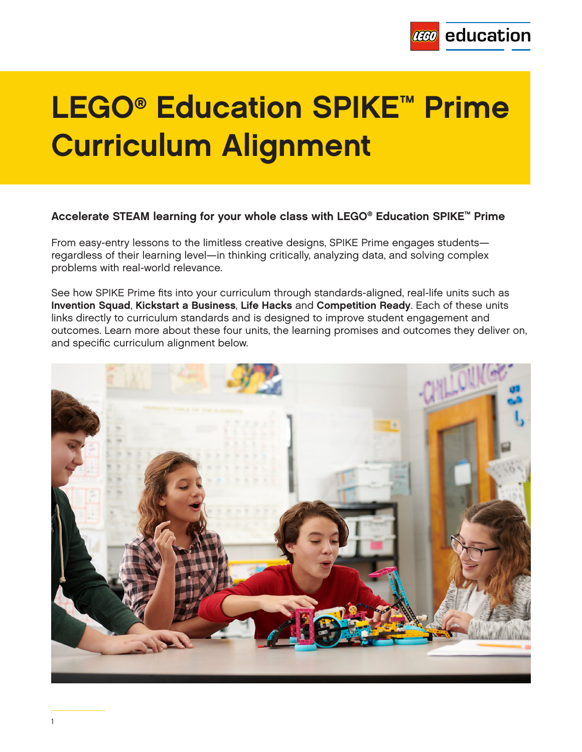# LEGO® Education SPIKE™ Prime Curriculum Alignment

**Accelerate STEAM learning for your whole class with LEGO® Education SPIKE™ Prime**

From easy-entry lessons to the limitless creative designs, SPIKE Prime engages students—regardless of their learning level—in thinking critically, analyzing data, and solving complex problems with real-world relevance.

See how SPIKE Prime fits into your curriculum through standards-aligned, real-life units such as **Invention Squad**, **Kickstart a Business**, **Life Hacks** and **Competition Ready**. Each of these units links directly to curriculum standards and is designed to improve student engagement and outcomes. Learn more about these four units, the learning promises and outcomes they deliver on, and specific curriculum alignment below.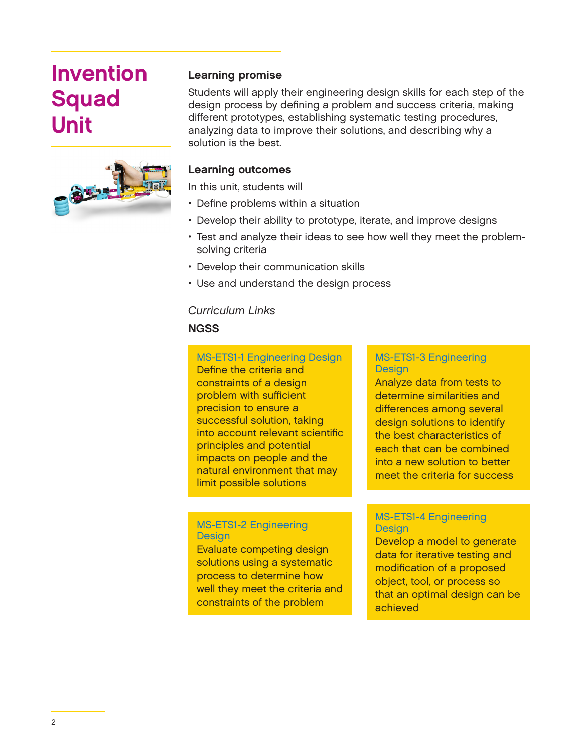# Invention Squad Unit

## Learning promise

Students will apply their engineering design skills for each step of the design process by defining a problem and success criteria, making different prototypes, establishing systematic testing procedures, analyzing data to improve their solutions, and describing why a solution is the best.

## Learning outcomes

In this unit, students will

- Define problems within a situation
- Develop their ability to prototype, iterate, and improve designs
- Test and analyze their ideas to see how well they meet the problem-solving criteria
- Develop their communication skills
- Use and understand the design process

*Curriculum Links*

### NGSS

**MS-ETS1-1 Engineering Design**
Define the criteria and constraints of a design problem with sufficient precision to ensure a successful solution, taking into account relevant scientific principles and potential impacts on people and the natural environment that may limit possible solutions

**MS-ETS1-2 Engineering Design**
Evaluate competing design solutions using a systematic process to determine how well they meet the criteria and constraints of the problem

**MS-ETS1-3 Engineering Design**
Analyze data from tests to determine similarities and differences among several design solutions to identify the best characteristics of each that can be combined into a new solution to better meet the criteria for success

**MS-ETS1-4 Engineering Design**
Develop a model to generate data for iterative testing and modification of a proposed object, tool, or process so that an optimal design can be achieved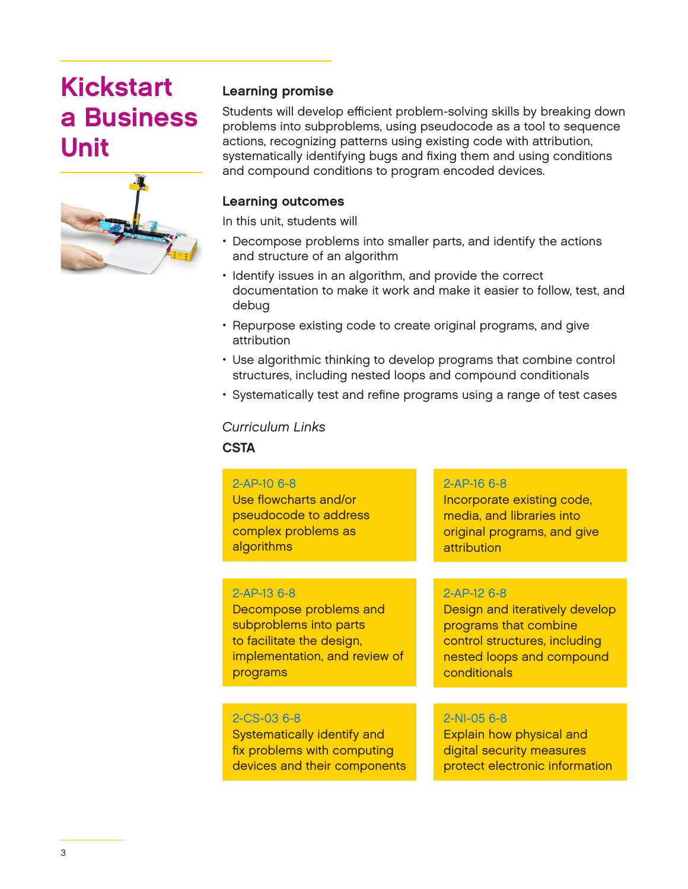# Kickstart a Business Unit

## Learning promise

Students will develop efficient problem-solving skills by breaking down problems into subproblems, using pseudocode as a tool to sequence actions, recognizing patterns using existing code with attribution, systematically identifying bugs and fixing them and using conditions and compound conditions to program encoded devices.

## Learning outcomes

In this unit, students will

- Decompose problems into smaller parts, and identify the actions and structure of an algorithm
- Identify issues in an algorithm, and provide the correct documentation to make it work and make it easier to follow, test, and debug
- Repurpose existing code to create original programs, and give attribution
- Use algorithmic thinking to develop programs that combine control structures, including nested loops and compound conditionals
- Systematically test and refine programs using a range of test cases

*Curriculum Links*

**CSTA**

**2-AP-10 6-8**
Use flowcharts and/or pseudocode to address complex problems as algorithms

**2-AP-16 6-8**
Incorporate existing code, media, and libraries into original programs, and give attribution

**2-AP-13 6-8**
Decompose problems and subproblems into parts to facilitate the design, implementation, and review of programs

**2-AP-12 6-8**
Design and iteratively develop programs that combine control structures, including nested loops and compound conditionals

**2-CS-03 6-8**
Systematically identify and fix problems with computing devices and their components

**2-NI-05 6-8**
Explain how physical and digital security measures protect electronic information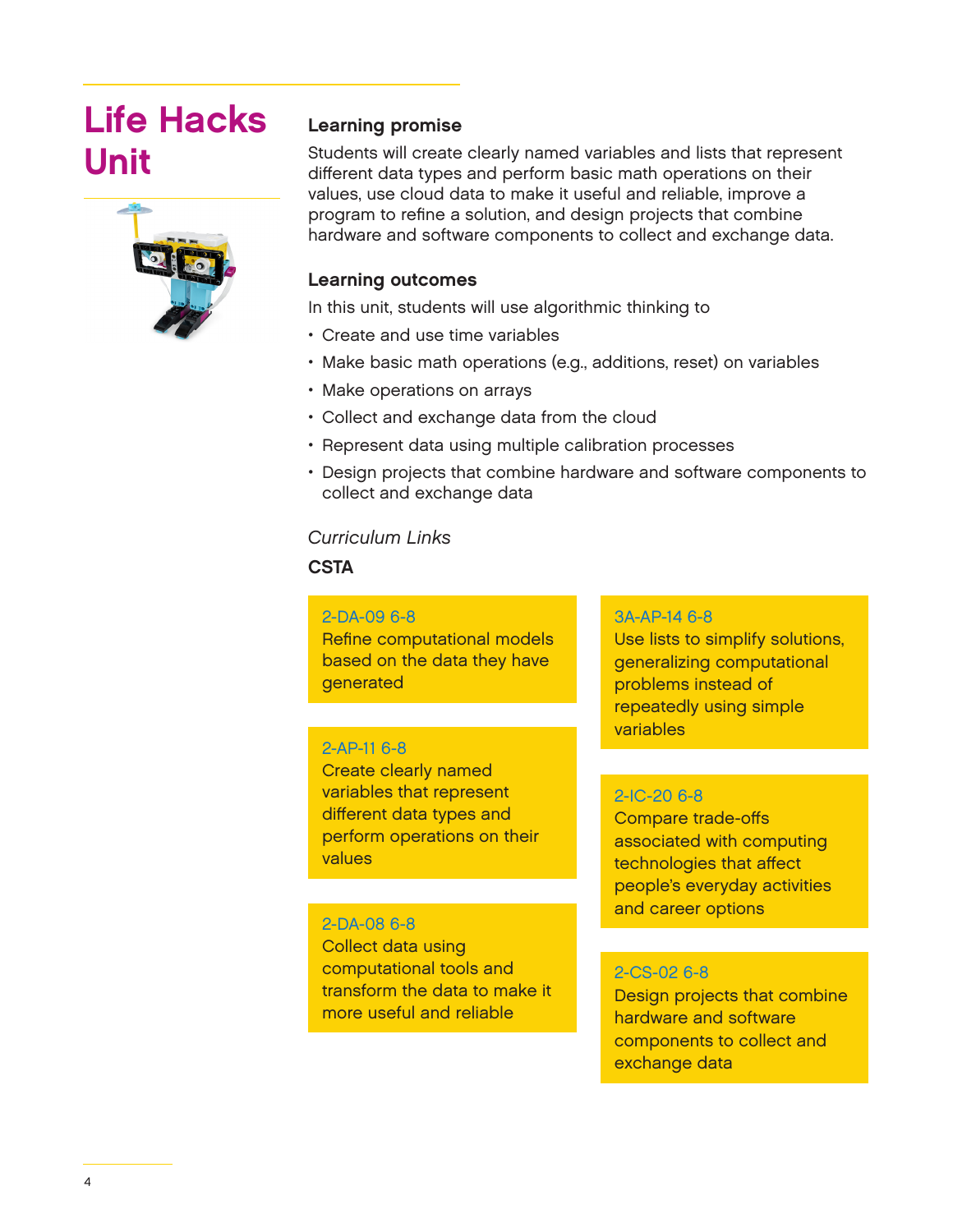# Life Hacks Unit

## Learning promise

Students will create clearly named variables and lists that represent different data types and perform basic math operations on their values, use cloud data to make it useful and reliable, improve a program to refine a solution, and design projects that combine hardware and software components to collect and exchange data.

## Learning outcomes

In this unit, students will use algorithmic thinking to

- Create and use time variables
- Make basic math operations (e.g., additions, reset) on variables
- Make operations on arrays
- Collect and exchange data from the cloud
- Represent data using multiple calibration processes
- Design projects that combine hardware and software components to collect and exchange data

*Curriculum Links*

**CSTA**

2-DA-09 6-8
Refine computational models based on the data they have generated

2-AP-11 6-8
Create clearly named variables that represent different data types and perform operations on their values

2-DA-08 6-8
Collect data using computational tools and transform the data to make it more useful and reliable

3A-AP-14 6-8
Use lists to simplify solutions, generalizing computational problems instead of repeatedly using simple variables

2-IC-20 6-8
Compare trade-offs associated with computing technologies that affect people's everyday activities and career options

2-CS-02 6-8
Design projects that combine hardware and software components to collect and exchange data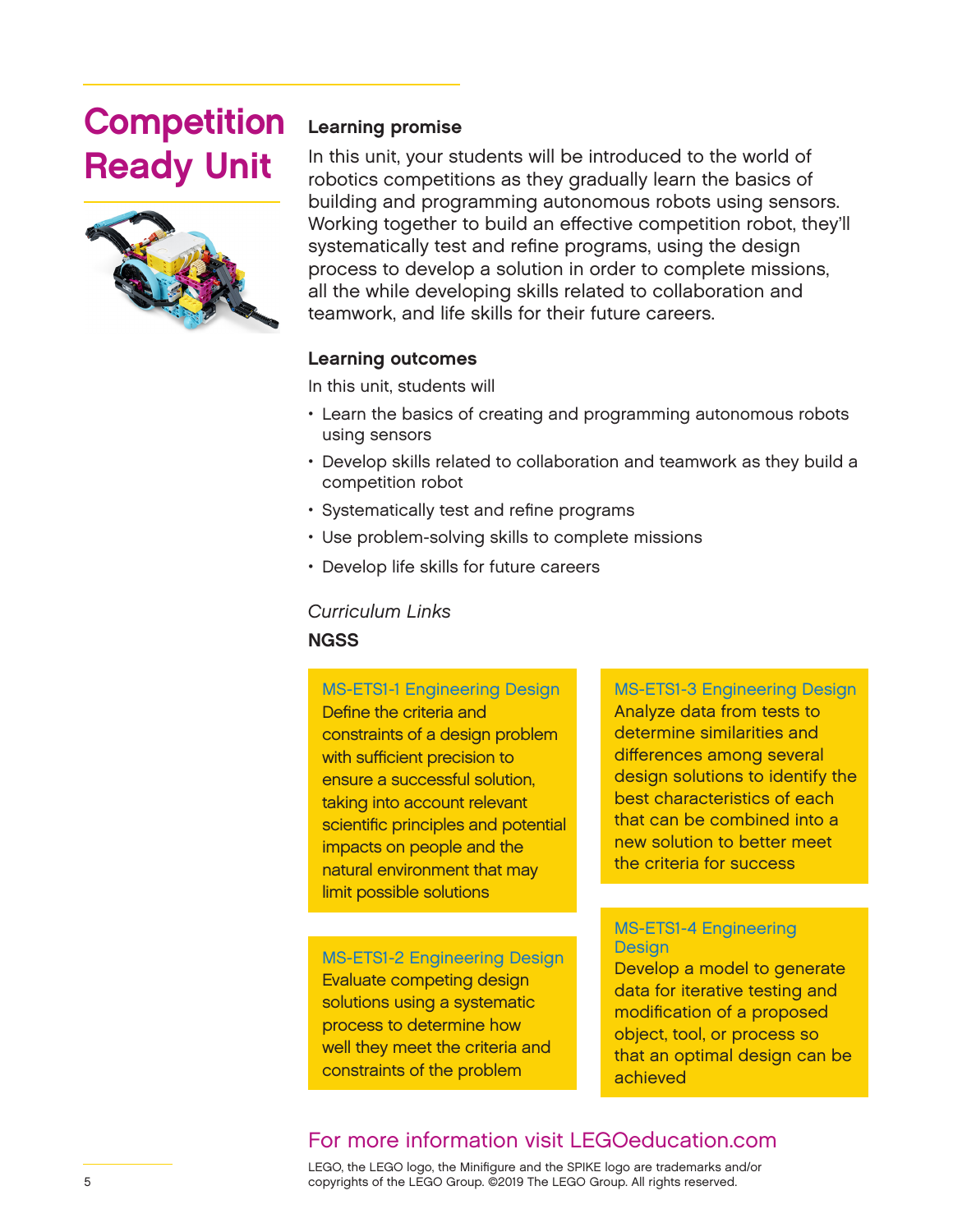# Competition Ready Unit

### Learning promise

In this unit, your students will be introduced to the world of robotics competitions as they gradually learn the basics of building and programming autonomous robots using sensors. Working together to build an effective competition robot, they'll systematically test and refine programs, using the design process to develop a solution in order to complete missions, all the while developing skills related to collaboration and teamwork, and life skills for their future careers.

### Learning outcomes

In this unit, students will

- Learn the basics of creating and programming autonomous robots using sensors
- Develop skills related to collaboration and teamwork as they build a competition robot
- Systematically test and refine programs
- Use problem-solving skills to complete missions
- Develop life skills for future careers

*Curriculum Links*

**NGSS**

MS-ETS1-1 Engineering Design
Define the criteria and constraints of a design problem with sufficient precision to ensure a successful solution, taking into account relevant scientific principles and potential impacts on people and the natural environment that may limit possible solutions

MS-ETS1-2 Engineering Design
Evaluate competing design solutions using a systematic process to determine how well they meet the criteria and constraints of the problem

MS-ETS1-3 Engineering Design
Analyze data from tests to determine similarities and differences among several design solutions to identify the best characteristics of each that can be combined into a new solution to better meet the criteria for success

MS-ETS1-4 Engineering Design
Develop a model to generate data for iterative testing and modification of a proposed object, tool, or process so that an optimal design can be achieved

For more information visit LEGOeducation.com

LEGO, the LEGO logo, the Minifigure and the SPIKE logo are trademarks and/or copyrights of the LEGO Group. ©2019 The LEGO Group. All rights reserved.